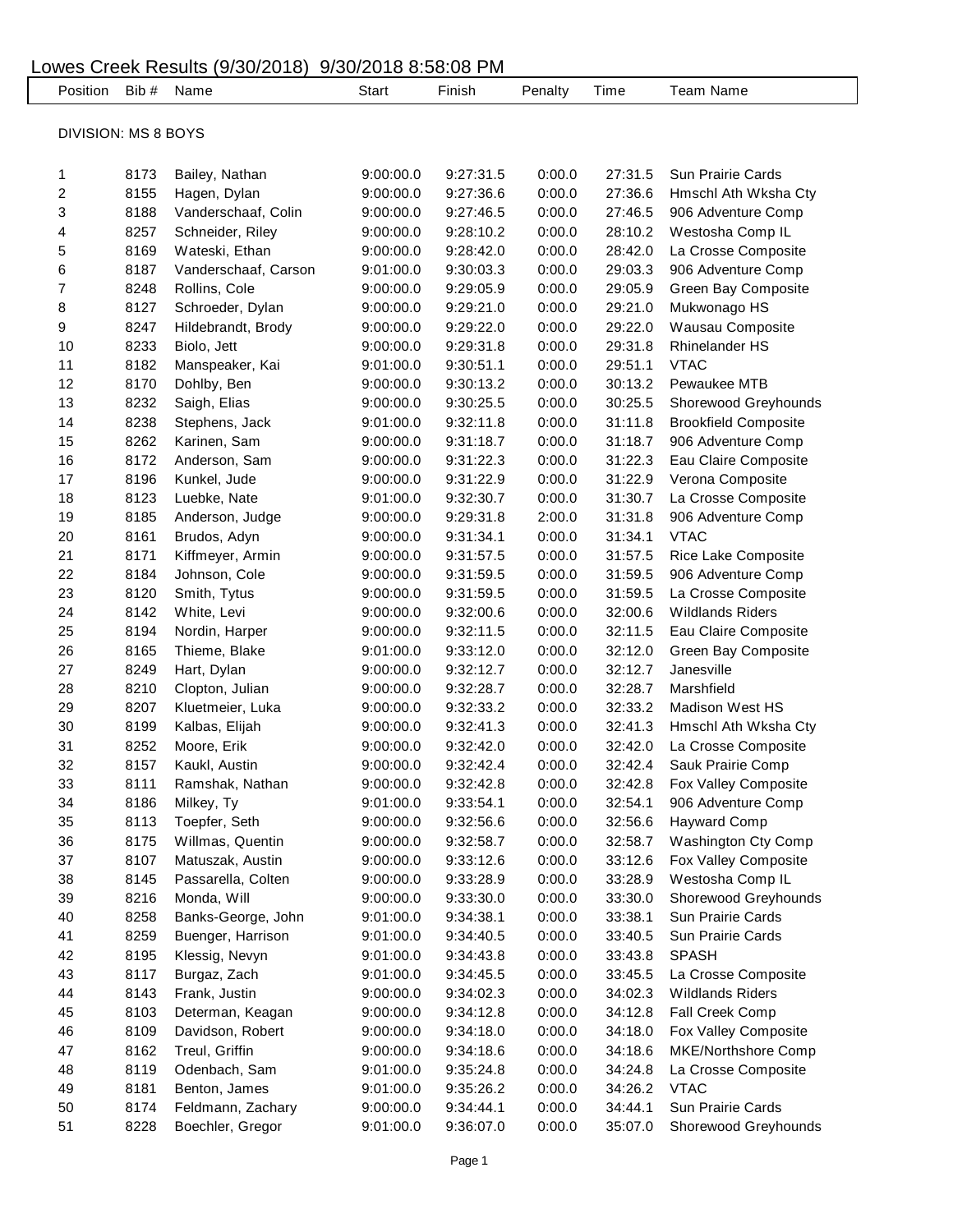# Lowes Creek Results (9/30/2018) 9/30/2018 8:58:08 PM

## DIVISION: MS 8 BOYS

| Position | Bib # | Name | Start | Finish | Penalty | Time | Team Name |
|---|---|---|---|---|---|---|---|
| 1 | 8173 | Bailey, Nathan | 9:00:00.0 | 9:27:31.5 | 0:00.0 | 27:31.5 | Sun Prairie Cards |
| 2 | 8155 | Hagen, Dylan | 9:00:00.0 | 9:27:36.6 | 0:00.0 | 27:36.6 | Hmschl Ath Wksha Cty |
| 3 | 8188 | Vanderschaaf, Colin | 9:00:00.0 | 9:27:46.5 | 0:00.0 | 27:46.5 | 906 Adventure Comp |
| 4 | 8257 | Schneider, Riley | 9:00:00.0 | 9:28:10.2 | 0:00.0 | 28:10.2 | Westosha Comp IL |
| 5 | 8169 | Wateski, Ethan | 9:00:00.0 | 9:28:42.0 | 0:00.0 | 28:42.0 | La Crosse Composite |
| 6 | 8187 | Vanderschaaf, Carson | 9:01:00.0 | 9:30:03.3 | 0:00.0 | 29:03.3 | 906 Adventure Comp |
| 7 | 8248 | Rollins, Cole | 9:00:00.0 | 9:29:05.9 | 0:00.0 | 29:05.9 | Green Bay Composite |
| 8 | 8127 | Schroeder, Dylan | 9:00:00.0 | 9:29:21.0 | 0:00.0 | 29:21.0 | Mukwonago HS |
| 9 | 8247 | Hildebrandt, Brody | 9:00:00.0 | 9:29:22.0 | 0:00.0 | 29:22.0 | Wausau Composite |
| 10 | 8233 | Biolo, Jett | 9:00:00.0 | 9:29:31.8 | 0:00.0 | 29:31.8 | Rhinelander HS |
| 11 | 8182 | Manspeaker, Kai | 9:01:00.0 | 9:30:51.1 | 0:00.0 | 29:51.1 | VTAC |
| 12 | 8170 | Dohlby, Ben | 9:00:00.0 | 9:30:13.2 | 0:00.0 | 30:13.2 | Pewaukee MTB |
| 13 | 8232 | Saigh, Elias | 9:00:00.0 | 9:30:25.5 | 0:00.0 | 30:25.5 | Shorewood Greyhounds |
| 14 | 8238 | Stephens, Jack | 9:01:00.0 | 9:32:11.8 | 0:00.0 | 31:11.8 | Brookfield Composite |
| 15 | 8262 | Karinen, Sam | 9:00:00.0 | 9:31:18.7 | 0:00.0 | 31:18.7 | 906 Adventure Comp |
| 16 | 8172 | Anderson, Sam | 9:00:00.0 | 9:31:22.3 | 0:00.0 | 31:22.3 | Eau Claire Composite |
| 17 | 8196 | Kunkel, Jude | 9:00:00.0 | 9:31:22.9 | 0:00.0 | 31:22.9 | Verona Composite |
| 18 | 8123 | Luebke, Nate | 9:01:00.0 | 9:32:30.7 | 0:00.0 | 31:30.7 | La Crosse Composite |
| 19 | 8185 | Anderson, Judge | 9:00:00.0 | 9:29:31.8 | 2:00.0 | 31:31.8 | 906 Adventure Comp |
| 20 | 8161 | Brudos, Adyn | 9:00:00.0 | 9:31:34.1 | 0:00.0 | 31:34.1 | VTAC |
| 21 | 8171 | Kiffmeyer, Armin | 9:00:00.0 | 9:31:57.5 | 0:00.0 | 31:57.5 | Rice Lake Composite |
| 22 | 8184 | Johnson, Cole | 9:00:00.0 | 9:31:59.5 | 0:00.0 | 31:59.5 | 906 Adventure Comp |
| 23 | 8120 | Smith, Tytus | 9:00:00.0 | 9:31:59.5 | 0:00.0 | 31:59.5 | La Crosse Composite |
| 24 | 8142 | White, Levi | 9:00:00.0 | 9:32:00.6 | 0:00.0 | 32:00.6 | Wildlands Riders |
| 25 | 8194 | Nordin, Harper | 9:00:00.0 | 9:32:11.5 | 0:00.0 | 32:11.5 | Eau Claire Composite |
| 26 | 8165 | Thieme, Blake | 9:01:00.0 | 9:33:12.0 | 0:00.0 | 32:12.0 | Green Bay Composite |
| 27 | 8249 | Hart, Dylan | 9:00:00.0 | 9:32:12.7 | 0:00.0 | 32:12.7 | Janesville |
| 28 | 8210 | Clopton, Julian | 9:00:00.0 | 9:32:28.7 | 0:00.0 | 32:28.7 | Marshfield |
| 29 | 8207 | Kluetmeier, Luka | 9:00:00.0 | 9:32:33.2 | 0:00.0 | 32:33.2 | Madison West HS |
| 30 | 8199 | Kalbas, Elijah | 9:00:00.0 | 9:32:41.3 | 0:00.0 | 32:41.3 | Hmschl Ath Wksha Cty |
| 31 | 8252 | Moore, Erik | 9:00:00.0 | 9:32:42.0 | 0:00.0 | 32:42.0 | La Crosse Composite |
| 32 | 8157 | Kaukl, Austin | 9:00:00.0 | 9:32:42.4 | 0:00.0 | 32:42.4 | Sauk Prairie Comp |
| 33 | 8111 | Ramshak, Nathan | 9:00:00.0 | 9:32:42.8 | 0:00.0 | 32:42.8 | Fox Valley Composite |
| 34 | 8186 | Milkey, Ty | 9:01:00.0 | 9:33:54.1 | 0:00.0 | 32:54.1 | 906 Adventure Comp |
| 35 | 8113 | Toepfer, Seth | 9:00:00.0 | 9:32:56.6 | 0:00.0 | 32:56.6 | Hayward Comp |
| 36 | 8175 | Willmas, Quentin | 9:00:00.0 | 9:32:58.7 | 0:00.0 | 32:58.7 | Washington Cty Comp |
| 37 | 8107 | Matuszak, Austin | 9:00:00.0 | 9:33:12.6 | 0:00.0 | 33:12.6 | Fox Valley Composite |
| 38 | 8145 | Passarella, Colten | 9:00:00.0 | 9:33:28.9 | 0:00.0 | 33:28.9 | Westosha Comp IL |
| 39 | 8216 | Monda, Will | 9:00:00.0 | 9:33:30.0 | 0:00.0 | 33:30.0 | Shorewood Greyhounds |
| 40 | 8258 | Banks-George, John | 9:01:00.0 | 9:34:38.1 | 0:00.0 | 33:38.1 | Sun Prairie Cards |
| 41 | 8259 | Buenger, Harrison | 9:01:00.0 | 9:34:40.5 | 0:00.0 | 33:40.5 | Sun Prairie Cards |
| 42 | 8195 | Klessig, Nevyn | 9:01:00.0 | 9:34:43.8 | 0:00.0 | 33:43.8 | SPASH |
| 43 | 8117 | Burgaz, Zach | 9:01:00.0 | 9:34:45.5 | 0:00.0 | 33:45.5 | La Crosse Composite |
| 44 | 8143 | Frank, Justin | 9:00:00.0 | 9:34:02.3 | 0:00.0 | 34:02.3 | Wildlands Riders |
| 45 | 8103 | Determan, Keagan | 9:00:00.0 | 9:34:12.8 | 0:00.0 | 34:12.8 | Fall Creek Comp |
| 46 | 8109 | Davidson, Robert | 9:00:00.0 | 9:34:18.0 | 0:00.0 | 34:18.0 | Fox Valley Composite |
| 47 | 8162 | Treul, Griffin | 9:00:00.0 | 9:34:18.6 | 0:00.0 | 34:18.6 | MKE/Northshore Comp |
| 48 | 8119 | Odenbach, Sam | 9:01:00.0 | 9:35:24.8 | 0:00.0 | 34:24.8 | La Crosse Composite |
| 49 | 8181 | Benton, James | 9:01:00.0 | 9:35:26.2 | 0:00.0 | 34:26.2 | VTAC |
| 50 | 8174 | Feldmann, Zachary | 9:00:00.0 | 9:34:44.1 | 0:00.0 | 34:44.1 | Sun Prairie Cards |
| 51 | 8228 | Boechler, Gregor | 9:01:00.0 | 9:36:07.0 | 0:00.0 | 35:07.0 | Shorewood Greyhounds |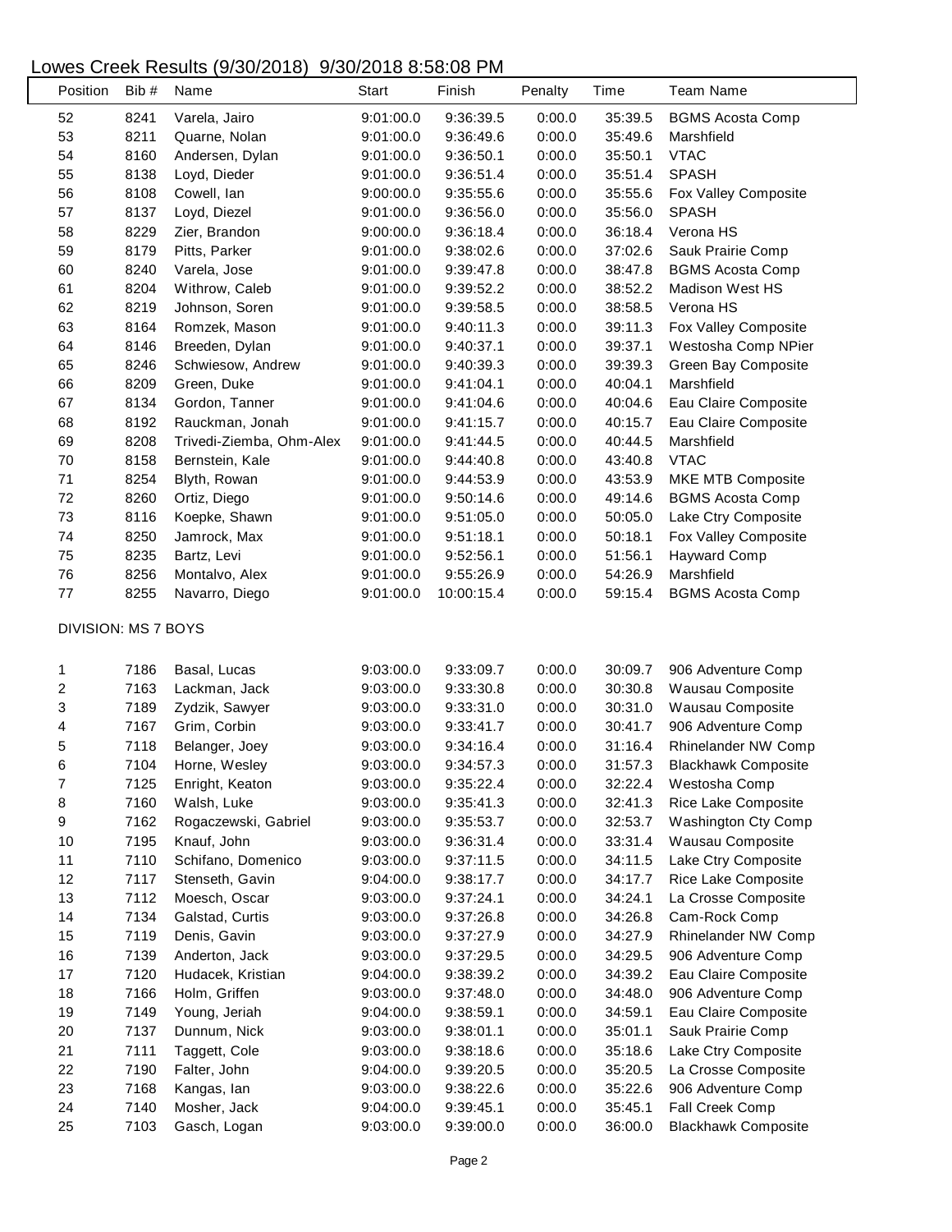# Lowes Creek Results (9/30/2018) 9/30/2018 8:58:08 PM

| Position | Bib # | Name | Start | Finish | Penalty | Time | Team Name |
|---|---|---|---|---|---|---|---|
| 52 | 8241 | Varela, Jairo | 9:01:00.0 | 9:36:39.5 | 0:00.0 | 35:39.5 | BGMS Acosta Comp |
| 53 | 8211 | Quarne, Nolan | 9:01:00.0 | 9:36:49.6 | 0:00.0 | 35:49.6 | Marshfield |
| 54 | 8160 | Andersen, Dylan | 9:01:00.0 | 9:36:50.1 | 0:00.0 | 35:50.1 | VTAC |
| 55 | 8138 | Loyd, Dieder | 9:01:00.0 | 9:36:51.4 | 0:00.0 | 35:51.4 | SPASH |
| 56 | 8108 | Cowell, Ian | 9:00:00.0 | 9:35:55.6 | 0:00.0 | 35:55.6 | Fox Valley Composite |
| 57 | 8137 | Loyd, Diezel | 9:01:00.0 | 9:36:56.0 | 0:00.0 | 35:56.0 | SPASH |
| 58 | 8229 | Zier, Brandon | 9:00:00.0 | 9:36:18.4 | 0:00.0 | 36:18.4 | Verona HS |
| 59 | 8179 | Pitts, Parker | 9:01:00.0 | 9:38:02.6 | 0:00.0 | 37:02.6 | Sauk Prairie Comp |
| 60 | 8240 | Varela, Jose | 9:01:00.0 | 9:39:47.8 | 0:00.0 | 38:47.8 | BGMS Acosta Comp |
| 61 | 8204 | Withrow, Caleb | 9:01:00.0 | 9:39:52.2 | 0:00.0 | 38:52.2 | Madison West HS |
| 62 | 8219 | Johnson, Soren | 9:01:00.0 | 9:39:58.5 | 0:00.0 | 38:58.5 | Verona HS |
| 63 | 8164 | Romzek, Mason | 9:01:00.0 | 9:40:11.3 | 0:00.0 | 39:11.3 | Fox Valley Composite |
| 64 | 8146 | Breeden, Dylan | 9:01:00.0 | 9:40:37.1 | 0:00.0 | 39:37.1 | Westosha Comp NPier |
| 65 | 8246 | Schwiesow, Andrew | 9:01:00.0 | 9:40:39.3 | 0:00.0 | 39:39.3 | Green Bay Composite |
| 66 | 8209 | Green, Duke | 9:01:00.0 | 9:41:04.1 | 0:00.0 | 40:04.1 | Marshfield |
| 67 | 8134 | Gordon, Tanner | 9:01:00.0 | 9:41:04.6 | 0:00.0 | 40:04.6 | Eau Claire Composite |
| 68 | 8192 | Rauckman, Jonah | 9:01:00.0 | 9:41:15.7 | 0:00.0 | 40:15.7 | Eau Claire Composite |
| 69 | 8208 | Trivedi-Ziemba, Ohm-Alex | 9:01:00.0 | 9:41:44.5 | 0:00.0 | 40:44.5 | Marshfield |
| 70 | 8158 | Bernstein, Kale | 9:01:00.0 | 9:44:40.8 | 0:00.0 | 43:40.8 | VTAC |
| 71 | 8254 | Blyth, Rowan | 9:01:00.0 | 9:44:53.9 | 0:00.0 | 43:53.9 | MKE MTB Composite |
| 72 | 8260 | Ortiz, Diego | 9:01:00.0 | 9:50:14.6 | 0:00.0 | 49:14.6 | BGMS Acosta Comp |
| 73 | 8116 | Koepke, Shawn | 9:01:00.0 | 9:51:05.0 | 0:00.0 | 50:05.0 | Lake Ctry Composite |
| 74 | 8250 | Jamrock, Max | 9:01:00.0 | 9:51:18.1 | 0:00.0 | 50:18.1 | Fox Valley Composite |
| 75 | 8235 | Bartz, Levi | 9:01:00.0 | 9:52:56.1 | 0:00.0 | 51:56.1 | Hayward Comp |
| 76 | 8256 | Montalvo, Alex | 9:01:00.0 | 9:55:26.9 | 0:00.0 | 54:26.9 | Marshfield |
| 77 | 8255 | Navarro, Diego | 9:01:00.0 | 10:00:15.4 | 0:00.0 | 59:15.4 | BGMS Acosta Comp |

DIVISION: MS 7 BOYS

| Position | Bib # | Name | Start | Finish | Penalty | Time | Team Name |
|---|---|---|---|---|---|---|---|
| 1 | 7186 | Basal, Lucas | 9:03:00.0 | 9:33:09.7 | 0:00.0 | 30:09.7 | 906 Adventure Comp |
| 2 | 7163 | Lackman, Jack | 9:03:00.0 | 9:33:30.8 | 0:00.0 | 30:30.8 | Wausau Composite |
| 3 | 7189 | Zydzik, Sawyer | 9:03:00.0 | 9:33:31.0 | 0:00.0 | 30:31.0 | Wausau Composite |
| 4 | 7167 | Grim, Corbin | 9:03:00.0 | 9:33:41.7 | 0:00.0 | 30:41.7 | 906 Adventure Comp |
| 5 | 7118 | Belanger, Joey | 9:03:00.0 | 9:34:16.4 | 0:00.0 | 31:16.4 | Rhinelander NW Comp |
| 6 | 7104 | Horne, Wesley | 9:03:00.0 | 9:34:57.3 | 0:00.0 | 31:57.3 | Blackhawk Composite |
| 7 | 7125 | Enright, Keaton | 9:03:00.0 | 9:35:22.4 | 0:00.0 | 32:22.4 | Westosha Comp |
| 8 | 7160 | Walsh, Luke | 9:03:00.0 | 9:35:41.3 | 0:00.0 | 32:41.3 | Rice Lake Composite |
| 9 | 7162 | Rogaczewski, Gabriel | 9:03:00.0 | 9:35:53.7 | 0:00.0 | 32:53.7 | Washington Cty Comp |
| 10 | 7195 | Knauf, John | 9:03:00.0 | 9:36:31.4 | 0:00.0 | 33:31.4 | Wausau Composite |
| 11 | 7110 | Schifano, Domenico | 9:03:00.0 | 9:37:11.5 | 0:00.0 | 34:11.5 | Lake Ctry Composite |
| 12 | 7117 | Stenseth, Gavin | 9:04:00.0 | 9:38:17.7 | 0:00.0 | 34:17.7 | Rice Lake Composite |
| 13 | 7112 | Moesch, Oscar | 9:03:00.0 | 9:37:24.1 | 0:00.0 | 34:24.1 | La Crosse Composite |
| 14 | 7134 | Galstad, Curtis | 9:03:00.0 | 9:37:26.8 | 0:00.0 | 34:26.8 | Cam-Rock Comp |
| 15 | 7119 | Denis, Gavin | 9:03:00.0 | 9:37:27.9 | 0:00.0 | 34:27.9 | Rhinelander NW Comp |
| 16 | 7139 | Anderton, Jack | 9:03:00.0 | 9:37:29.5 | 0:00.0 | 34:29.5 | 906 Adventure Comp |
| 17 | 7120 | Hudacek, Kristian | 9:04:00.0 | 9:38:39.2 | 0:00.0 | 34:39.2 | Eau Claire Composite |
| 18 | 7166 | Holm, Griffen | 9:03:00.0 | 9:37:48.0 | 0:00.0 | 34:48.0 | 906 Adventure Comp |
| 19 | 7149 | Young, Jeriah | 9:04:00.0 | 9:38:59.1 | 0:00.0 | 34:59.1 | Eau Claire Composite |
| 20 | 7137 | Dunnum, Nick | 9:03:00.0 | 9:38:01.1 | 0:00.0 | 35:01.1 | Sauk Prairie Comp |
| 21 | 7111 | Taggett, Cole | 9:03:00.0 | 9:38:18.6 | 0:00.0 | 35:18.6 | Lake Ctry Composite |
| 22 | 7190 | Falter, John | 9:04:00.0 | 9:39:20.5 | 0:00.0 | 35:20.5 | La Crosse Composite |
| 23 | 7168 | Kangas, Ian | 9:03:00.0 | 9:38:22.6 | 0:00.0 | 35:22.6 | 906 Adventure Comp |
| 24 | 7140 | Mosher, Jack | 9:04:00.0 | 9:39:45.1 | 0:00.0 | 35:45.1 | Fall Creek Comp |
| 25 | 7103 | Gasch, Logan | 9:03:00.0 | 9:39:00.0 | 0:00.0 | 36:00.0 | Blackhawk Composite |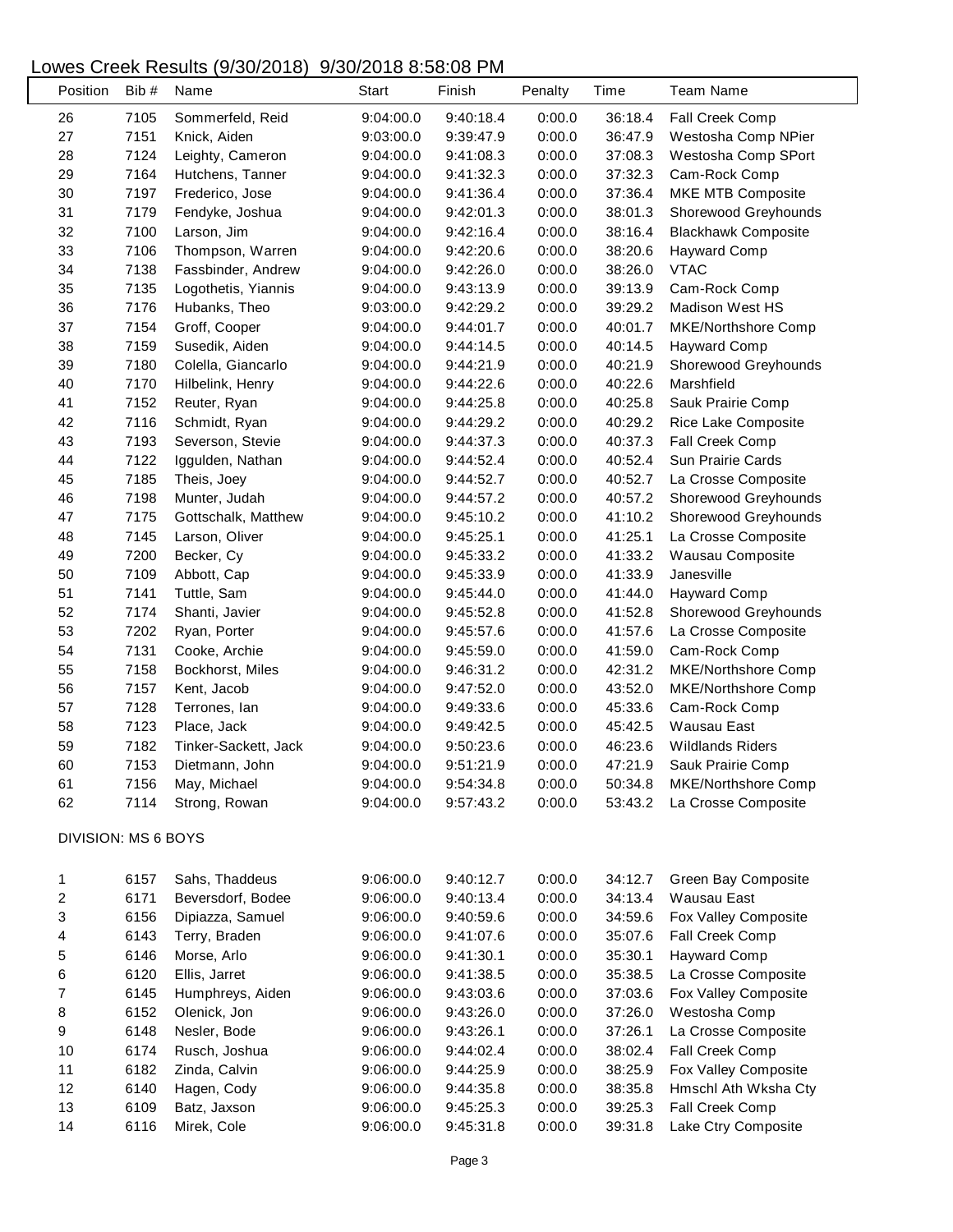## Lowes Creek Results (9/30/2018) 9/30/2018 8:58:08 PM

| Position | Bib # | Name | Start | Finish | Penalty | Time | Team Name |
|---|---|---|---|---|---|---|---|
| 26 | 7105 | Sommerfeld, Reid | 9:04:00.0 | 9:40:18.4 | 0:00.0 | 36:18.4 | Fall Creek Comp |
| 27 | 7151 | Knick, Aiden | 9:03:00.0 | 9:39:47.9 | 0:00.0 | 36:47.9 | Westosha Comp NPier |
| 28 | 7124 | Leighty, Cameron | 9:04:00.0 | 9:41:08.3 | 0:00.0 | 37:08.3 | Westosha Comp SPort |
| 29 | 7164 | Hutchens, Tanner | 9:04:00.0 | 9:41:32.3 | 0:00.0 | 37:32.3 | Cam-Rock Comp |
| 30 | 7197 | Frederico, Jose | 9:04:00.0 | 9:41:36.4 | 0:00.0 | 37:36.4 | MKE MTB Composite |
| 31 | 7179 | Fendyke, Joshua | 9:04:00.0 | 9:42:01.3 | 0:00.0 | 38:01.3 | Shorewood Greyhounds |
| 32 | 7100 | Larson, Jim | 9:04:00.0 | 9:42:16.4 | 0:00.0 | 38:16.4 | Blackhawk Composite |
| 33 | 7106 | Thompson, Warren | 9:04:00.0 | 9:42:20.6 | 0:00.0 | 38:20.6 | Hayward Comp |
| 34 | 7138 | Fassbinder, Andrew | 9:04:00.0 | 9:42:26.0 | 0:00.0 | 38:26.0 | VTAC |
| 35 | 7135 | Logothetis, Yiannis | 9:04:00.0 | 9:43:13.9 | 0:00.0 | 39:13.9 | Cam-Rock Comp |
| 36 | 7176 | Hubanks, Theo | 9:03:00.0 | 9:42:29.2 | 0:00.0 | 39:29.2 | Madison West HS |
| 37 | 7154 | Groff, Cooper | 9:04:00.0 | 9:44:01.7 | 0:00.0 | 40:01.7 | MKE/Northshore Comp |
| 38 | 7159 | Susedik, Aiden | 9:04:00.0 | 9:44:14.5 | 0:00.0 | 40:14.5 | Hayward Comp |
| 39 | 7180 | Colella, Giancarlo | 9:04:00.0 | 9:44:21.9 | 0:00.0 | 40:21.9 | Shorewood Greyhounds |
| 40 | 7170 | Hilbelink, Henry | 9:04:00.0 | 9:44:22.6 | 0:00.0 | 40:22.6 | Marshfield |
| 41 | 7152 | Reuter, Ryan | 9:04:00.0 | 9:44:25.8 | 0:00.0 | 40:25.8 | Sauk Prairie Comp |
| 42 | 7116 | Schmidt, Ryan | 9:04:00.0 | 9:44:29.2 | 0:00.0 | 40:29.2 | Rice Lake Composite |
| 43 | 7193 | Severson, Stevie | 9:04:00.0 | 9:44:37.3 | 0:00.0 | 40:37.3 | Fall Creek Comp |
| 44 | 7122 | Iggulden, Nathan | 9:04:00.0 | 9:44:52.4 | 0:00.0 | 40:52.4 | Sun Prairie Cards |
| 45 | 7185 | Theis, Joey | 9:04:00.0 | 9:44:52.7 | 0:00.0 | 40:52.7 | La Crosse Composite |
| 46 | 7198 | Munter, Judah | 9:04:00.0 | 9:44:57.2 | 0:00.0 | 40:57.2 | Shorewood Greyhounds |
| 47 | 7175 | Gottschalk, Matthew | 9:04:00.0 | 9:45:10.2 | 0:00.0 | 41:10.2 | Shorewood Greyhounds |
| 48 | 7145 | Larson, Oliver | 9:04:00.0 | 9:45:25.1 | 0:00.0 | 41:25.1 | La Crosse Composite |
| 49 | 7200 | Becker, Cy | 9:04:00.0 | 9:45:33.2 | 0:00.0 | 41:33.2 | Wausau Composite |
| 50 | 7109 | Abbott, Cap | 9:04:00.0 | 9:45:33.9 | 0:00.0 | 41:33.9 | Janesville |
| 51 | 7141 | Tuttle, Sam | 9:04:00.0 | 9:45:44.0 | 0:00.0 | 41:44.0 | Hayward Comp |
| 52 | 7174 | Shanti, Javier | 9:04:00.0 | 9:45:52.8 | 0:00.0 | 41:52.8 | Shorewood Greyhounds |
| 53 | 7202 | Ryan, Porter | 9:04:00.0 | 9:45:57.6 | 0:00.0 | 41:57.6 | La Crosse Composite |
| 54 | 7131 | Cooke, Archie | 9:04:00.0 | 9:45:59.0 | 0:00.0 | 41:59.0 | Cam-Rock Comp |
| 55 | 7158 | Bockhorst, Miles | 9:04:00.0 | 9:46:31.2 | 0:00.0 | 42:31.2 | MKE/Northshore Comp |
| 56 | 7157 | Kent, Jacob | 9:04:00.0 | 9:47:52.0 | 0:00.0 | 43:52.0 | MKE/Northshore Comp |
| 57 | 7128 | Terrones, Ian | 9:04:00.0 | 9:49:33.6 | 0:00.0 | 45:33.6 | Cam-Rock Comp |
| 58 | 7123 | Place, Jack | 9:04:00.0 | 9:49:42.5 | 0:00.0 | 45:42.5 | Wausau East |
| 59 | 7182 | Tinker-Sackett, Jack | 9:04:00.0 | 9:50:23.6 | 0:00.0 | 46:23.6 | Wildlands Riders |
| 60 | 7153 | Dietmann, John | 9:04:00.0 | 9:51:21.9 | 0:00.0 | 47:21.9 | Sauk Prairie Comp |
| 61 | 7156 | May, Michael | 9:04:00.0 | 9:54:34.8 | 0:00.0 | 50:34.8 | MKE/Northshore Comp |
| 62 | 7114 | Strong, Rowan | 9:04:00.0 | 9:57:43.2 | 0:00.0 | 53:43.2 | La Crosse Composite |

DIVISION: MS 6 BOYS

| Position | Bib # | Name | Start | Finish | Penalty | Time | Team Name |
|---|---|---|---|---|---|---|---|
| 1 | 6157 | Sahs, Thaddeus | 9:06:00.0 | 9:40:12.7 | 0:00.0 | 34:12.7 | Green Bay Composite |
| 2 | 6171 | Beversdorf, Bodee | 9:06:00.0 | 9:40:13.4 | 0:00.0 | 34:13.4 | Wausau East |
| 3 | 6156 | Dipiazza, Samuel | 9:06:00.0 | 9:40:59.6 | 0:00.0 | 34:59.6 | Fox Valley Composite |
| 4 | 6143 | Terry, Braden | 9:06:00.0 | 9:41:07.6 | 0:00.0 | 35:07.6 | Fall Creek Comp |
| 5 | 6146 | Morse, Arlo | 9:06:00.0 | 9:41:30.1 | 0:00.0 | 35:30.1 | Hayward Comp |
| 6 | 6120 | Ellis, Jarret | 9:06:00.0 | 9:41:38.5 | 0:00.0 | 35:38.5 | La Crosse Composite |
| 7 | 6145 | Humphreys, Aiden | 9:06:00.0 | 9:43:03.6 | 0:00.0 | 37:03.6 | Fox Valley Composite |
| 8 | 6152 | Olenick, Jon | 9:06:00.0 | 9:43:26.0 | 0:00.0 | 37:26.0 | Westosha Comp |
| 9 | 6148 | Nesler, Bode | 9:06:00.0 | 9:43:26.1 | 0:00.0 | 37:26.1 | La Crosse Composite |
| 10 | 6174 | Rusch, Joshua | 9:06:00.0 | 9:44:02.4 | 0:00.0 | 38:02.4 | Fall Creek Comp |
| 11 | 6182 | Zinda, Calvin | 9:06:00.0 | 9:44:25.9 | 0:00.0 | 38:25.9 | Fox Valley Composite |
| 12 | 6140 | Hagen, Cody | 9:06:00.0 | 9:44:35.8 | 0:00.0 | 38:35.8 | Hmschl Ath Wksha Cty |
| 13 | 6109 | Batz, Jaxson | 9:06:00.0 | 9:45:25.3 | 0:00.0 | 39:25.3 | Fall Creek Comp |
| 14 | 6116 | Mirek, Cole | 9:06:00.0 | 9:45:31.8 | 0:00.0 | 39:31.8 | Lake Ctry Composite |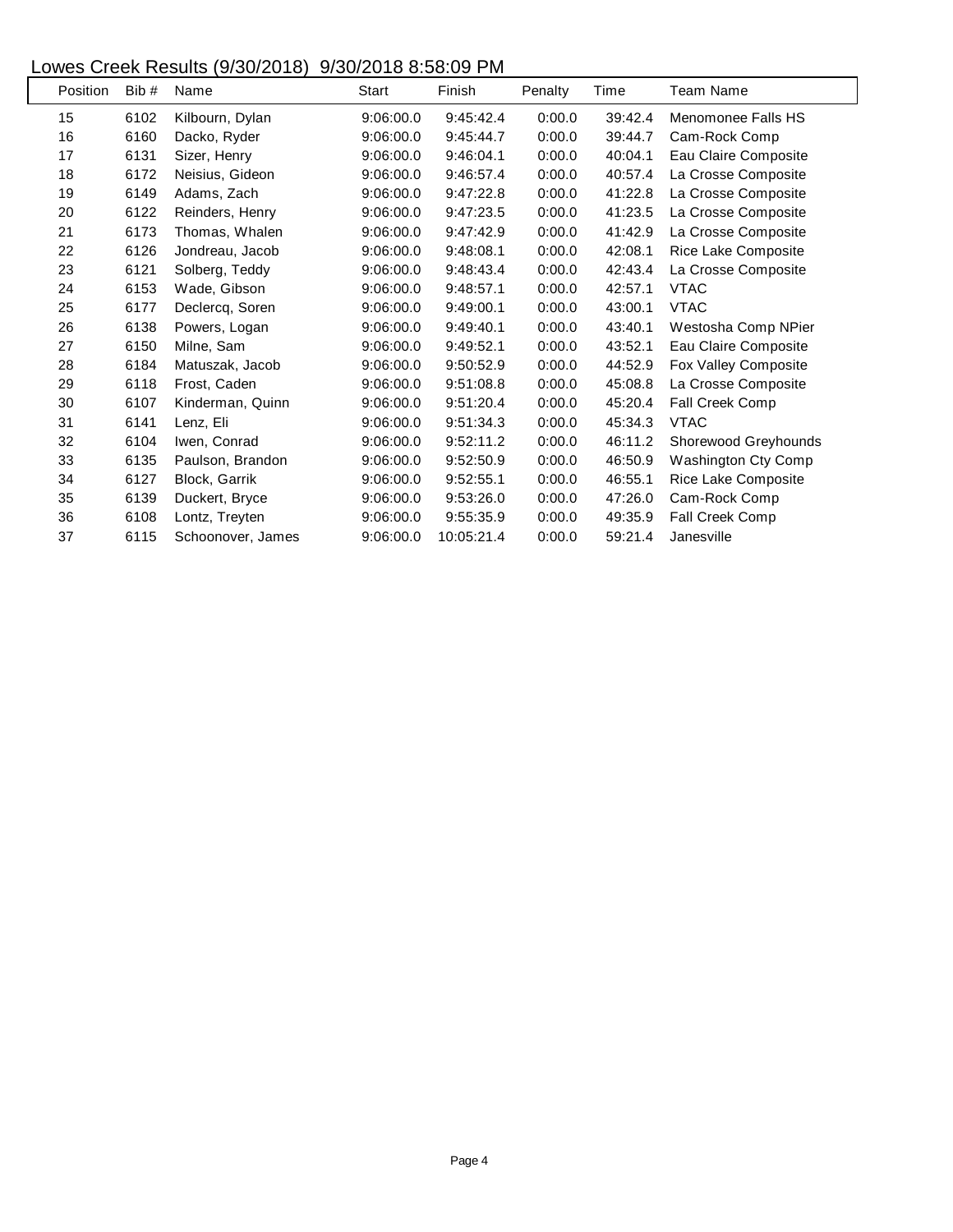Lowes Creek Results (9/30/2018) 9/30/2018 8:58:09 PM

| Position | Bib # | Name | Start | Finish | Penalty | Time | Team Name |
|---|---|---|---|---|---|---|---|
| 15 | 6102 | Kilbourn, Dylan | 9:06:00.0 | 9:45:42.4 | 0:00.0 | 39:42.4 | Menomonee Falls HS |
| 16 | 6160 | Dacko, Ryder | 9:06:00.0 | 9:45:44.7 | 0:00.0 | 39:44.7 | Cam-Rock Comp |
| 17 | 6131 | Sizer, Henry | 9:06:00.0 | 9:46:04.1 | 0:00.0 | 40:04.1 | Eau Claire Composite |
| 18 | 6172 | Neisius, Gideon | 9:06:00.0 | 9:46:57.4 | 0:00.0 | 40:57.4 | La Crosse Composite |
| 19 | 6149 | Adams, Zach | 9:06:00.0 | 9:47:22.8 | 0:00.0 | 41:22.8 | La Crosse Composite |
| 20 | 6122 | Reinders, Henry | 9:06:00.0 | 9:47:23.5 | 0:00.0 | 41:23.5 | La Crosse Composite |
| 21 | 6173 | Thomas, Whalen | 9:06:00.0 | 9:47:42.9 | 0:00.0 | 41:42.9 | La Crosse Composite |
| 22 | 6126 | Jondreau, Jacob | 9:06:00.0 | 9:48:08.1 | 0:00.0 | 42:08.1 | Rice Lake Composite |
| 23 | 6121 | Solberg, Teddy | 9:06:00.0 | 9:48:43.4 | 0:00.0 | 42:43.4 | La Crosse Composite |
| 24 | 6153 | Wade, Gibson | 9:06:00.0 | 9:48:57.1 | 0:00.0 | 42:57.1 | VTAC |
| 25 | 6177 | Declercq, Soren | 9:06:00.0 | 9:49:00.1 | 0:00.0 | 43:00.1 | VTAC |
| 26 | 6138 | Powers, Logan | 9:06:00.0 | 9:49:40.1 | 0:00.0 | 43:40.1 | Westosha Comp NPier |
| 27 | 6150 | Milne, Sam | 9:06:00.0 | 9:49:52.1 | 0:00.0 | 43:52.1 | Eau Claire Composite |
| 28 | 6184 | Matuszak, Jacob | 9:06:00.0 | 9:50:52.9 | 0:00.0 | 44:52.9 | Fox Valley Composite |
| 29 | 6118 | Frost, Caden | 9:06:00.0 | 9:51:08.8 | 0:00.0 | 45:08.8 | La Crosse Composite |
| 30 | 6107 | Kinderman, Quinn | 9:06:00.0 | 9:51:20.4 | 0:00.0 | 45:20.4 | Fall Creek Comp |
| 31 | 6141 | Lenz, Eli | 9:06:00.0 | 9:51:34.3 | 0:00.0 | 45:34.3 | VTAC |
| 32 | 6104 | Iwen, Conrad | 9:06:00.0 | 9:52:11.2 | 0:00.0 | 46:11.2 | Shorewood Greyhounds |
| 33 | 6135 | Paulson, Brandon | 9:06:00.0 | 9:52:50.9 | 0:00.0 | 46:50.9 | Washington Cty Comp |
| 34 | 6127 | Block, Garrik | 9:06:00.0 | 9:52:55.1 | 0:00.0 | 46:55.1 | Rice Lake Composite |
| 35 | 6139 | Duckert, Bryce | 9:06:00.0 | 9:53:26.0 | 0:00.0 | 47:26.0 | Cam-Rock Comp |
| 36 | 6108 | Lontz, Treyten | 9:06:00.0 | 9:55:35.9 | 0:00.0 | 49:35.9 | Fall Creek Comp |
| 37 | 6115 | Schoonover, James | 9:06:00.0 | 10:05:21.4 | 0:00.0 | 59:21.4 | Janesville |